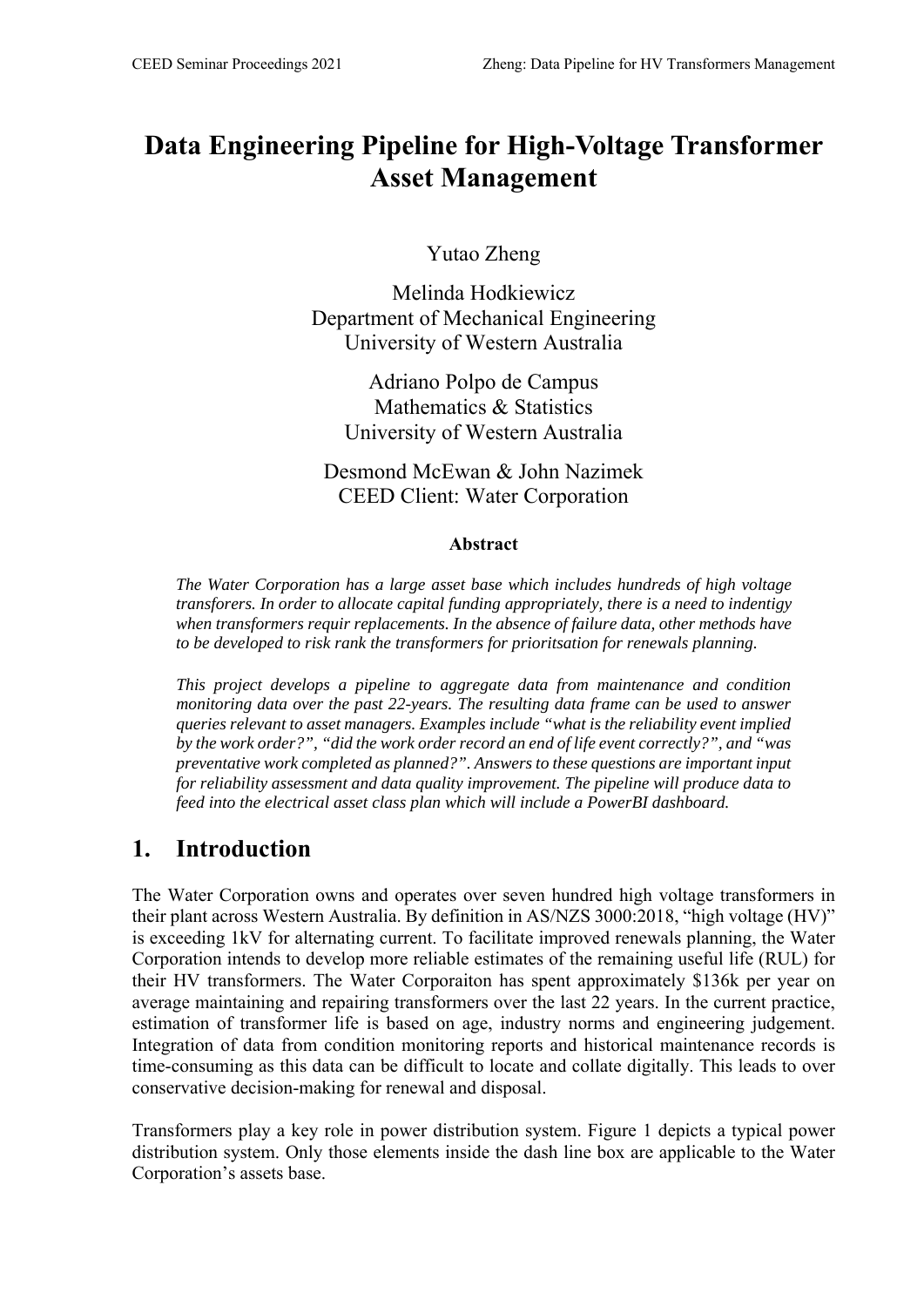# Data Engineering Pipeline for High-Voltage Transformer Asset Management

Yutao Zheng

Melinda Hodkiewicz
Department of Mechanical Engineering
University of Western Australia

Adriano Polpo de Campus
Mathematics & Statistics
University of Western Australia

Desmond McEwan & John Nazimek
CEED Client: Water Corporation

**Abstract**

*The Water Corporation has a large asset base which includes hundreds of high voltage transforers. In order to allocate capital funding appropriately, there is a need to indentigy when transformers requir replacements. In the absence of failure data, other methods have to be developed to risk rank the transformers for prioritsation for renewals planning.*

*This project develops a pipeline to aggregate data from maintenance and condition monitoring data over the past 22-years. The resulting data frame can be used to answer queries relevant to asset managers. Examples include "what is the reliability event implied by the work order?", "did the work order record an end of life event correctly?", and "was preventative work completed as planned?". Answers to these questions are important input for reliability assessment and data quality improvement. The pipeline will produce data to feed into the electrical asset class plan which will include a PowerBI dashboard.*

## 1. Introduction

The Water Corporation owns and operates over seven hundred high voltage transformers in their plant across Western Australia. By definition in AS/NZS 3000:2018, "high voltage (HV)" is exceeding 1kV for alternating current. To facilitate improved renewals planning, the Water Corporation intends to develop more reliable estimates of the remaining useful life (RUL) for their HV transformers. The Water Corporaiton has spent approximately $136k per year on average maintaining and repairing transformers over the last 22 years. In the current practice, estimation of transformer life is based on age, industry norms and engineering judgement. Integration of data from condition monitoring reports and historical maintenance records is time-consuming as this data can be difficult to locate and collate digitally. This leads to over conservative decision-making for renewal and disposal.

Transformers play a key role in power distribution system. Figure 1 depicts a typical power distribution system. Only those elements inside the dash line box are applicable to the Water Corporation's assets base.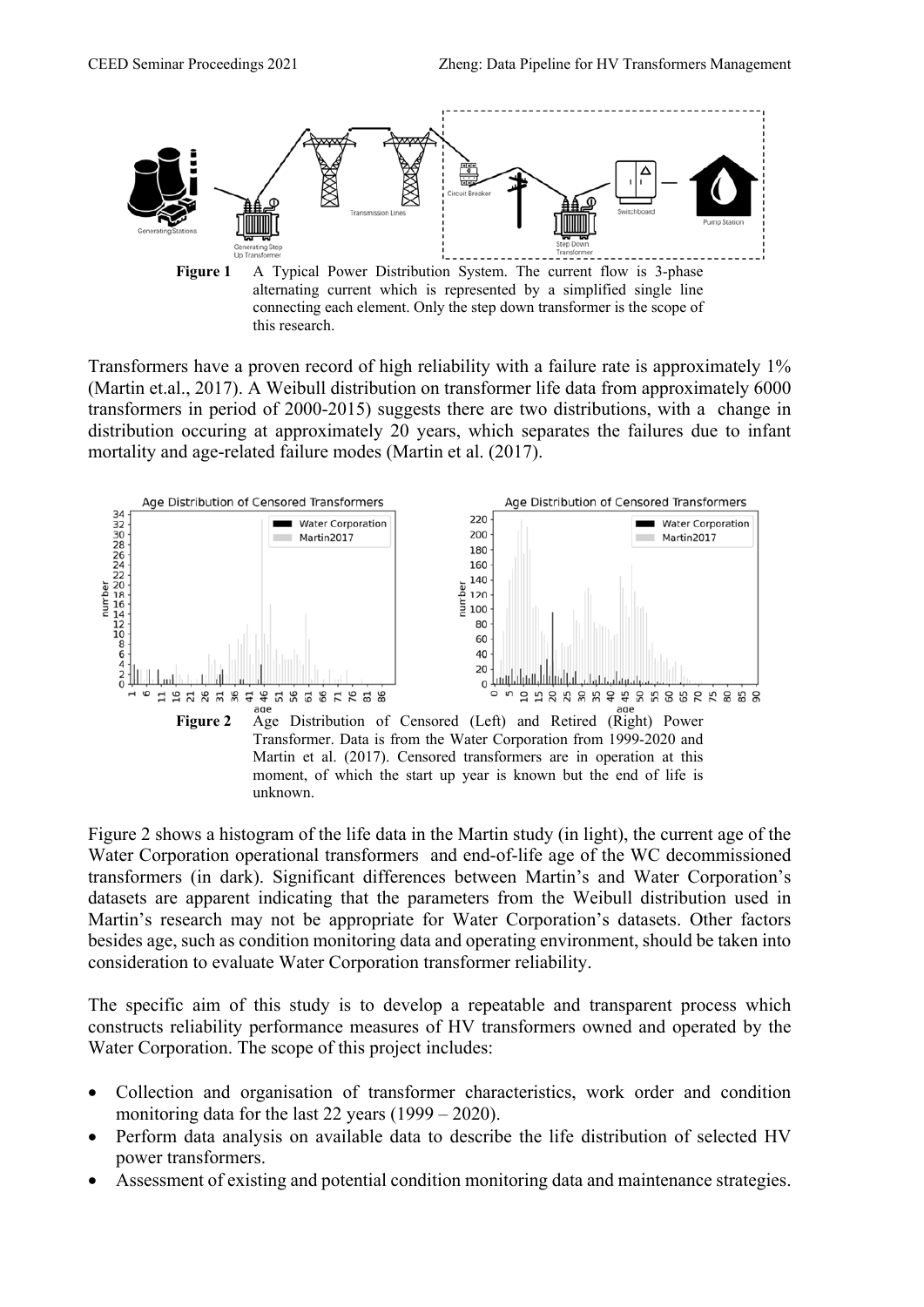**Figure 1** A Typical Power Distribution System. The current flow is 3-phase alternating current which is represented by a simplified single line connecting each element. Only the step down transformer is the scope of this research.

Transformers have a proven record of high reliability with a failure rate is approximately 1% (Martin et.al., 2017). A Weibull distribution on transformer life data from approximately 6000 transformers in period of 2000-2015) suggests there are two distributions, with a change in distribution occuring at approximately 20 years, which separates the failures due to infant mortality and age-related failure modes (Martin et al. (2017).

**Figure 2** Age Distribution of Censored (Left) and Retired (Right) Power Transformer. Data is from the Water Corporation from 1999-2020 and Martin et al. (2017). Censored transformers are in operation at this moment, of which the start up year is known but the end of life is unknown.

Figure 2 shows a histogram of the life data in the Martin study (in light), the current age of the Water Corporation operational transformers and end-of-life age of the WC decommissioned transformers (in dark). Significant differences between Martin's and Water Corporation's datasets are apparent indicating that the parameters from the Weibull distribution used in Martin's research may not be appropriate for Water Corporation's datasets. Other factors besides age, such as condition monitoring data and operating environment, should be taken into consideration to evaluate Water Corporation transformer reliability.

The specific aim of this study is to develop a repeatable and transparent process which constructs reliability performance measures of HV transformers owned and operated by the Water Corporation. The scope of this project includes:

- Collection and organisation of transformer characteristics, work order and condition monitoring data for the last 22 years (1999 – 2020).
- Perform data analysis on available data to describe the life distribution of selected HV power transformers.
- Assessment of existing and potential condition monitoring data and maintenance strategies.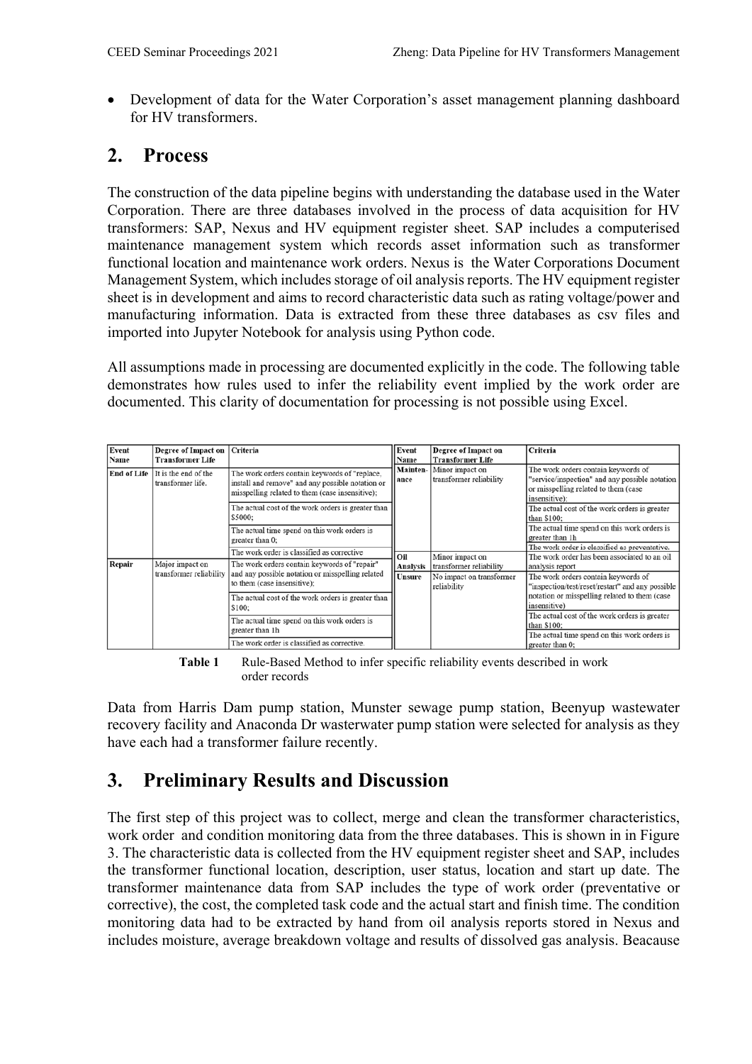- Development of data for the Water Corporation's asset management planning dashboard for HV transformers.

## 2. Process

The construction of the data pipeline begins with understanding the database used in the Water Corporation. There are three databases involved in the process of data acquisition for HV transformers: SAP, Nexus and HV equipment register sheet. SAP includes a computerised maintenance management system which records asset information such as transformer functional location and maintenance work orders. Nexus is the Water Corporations Document Management System, which includes storage of oil analysis reports. The HV equipment register sheet is in development and aims to record characteristic data such as rating voltage/power and manufacturing information. Data is extracted from these three databases as csv files and imported into Jupyter Notebook for analysis using Python code.

All assumptions made in processing are documented explicitly in the code. The following table demonstrates how rules used to infer the reliability event implied by the work order are documented. This clarity of documentation for processing is not possible using Excel.

| Event Name | Degree of Impact on Transformer Life | Criteria |
|---|---|---|
| End of Life | It is the end of the transformer life. | The work orders contain keywords of "replace, install and remove" and any possible notation or misspelling related to them (case insensitive); |
| | | The actual cost of the work orders is greater than $5000; |
| | | The actual time spend on this work orders is greater than 0; |
| | | The work order is classified as corrective |
| Repair | Major impact on transformer reliability | The work orders contain keywords of "repair" and any possible notation or misspelling related to them (case insensitive); |
| | | The actual cost of the work orders is greater than $100; |
| | | The actual time spend on this work orders is greater than 1h |
| | | The work order is classified as corrective. |
| Maintenance | Minor impact on transformer reliability | The work orders contain keywords of "service/inspection" and any possible notation or misspelling related to them (case insensitive); |
| | | The actual cost of the work orders is greater than $100; |
| | | The actual time spend on this work orders is greater than 1h |
| | | The work order is classified as preventative. |
| Oil Analysis | Minor impact on transformer reliability | The work order has been associated to an oil analysis report |
| Unsure | No impact on transformer reliability | The work orders contain keywords of "inspection/test/reset/restart" and any possible notation or misspelling related to them (case insensitive) |
| | | The actual cost of the work orders is greater than $100; |
| | | The actual time spend on this work orders is greater than 0; |

**Table 1** Rule-Based Method to infer specific reliability events described in work order records

Data from Harris Dam pump station, Munster sewage pump station, Beenyup wastewater recovery facility and Anaconda Dr wasterwater pump station were selected for analysis as they have each had a transformer failure recently.

## 3. Preliminary Results and Discussion

The first step of this project was to collect, merge and clean the transformer characteristics, work order and condition monitoring data from the three databases. This is shown in in Figure 3. The characteristic data is collected from the HV equipment register sheet and SAP, includes the transformer functional location, description, user status, location and start up date. The transformer maintenance data from SAP includes the type of work order (preventative or corrective), the cost, the completed task code and the actual start and finish time. The condition monitoring data had to be extracted by hand from oil analysis reports stored in Nexus and includes moisture, average breakdown voltage and results of dissolved gas analysis. Beacause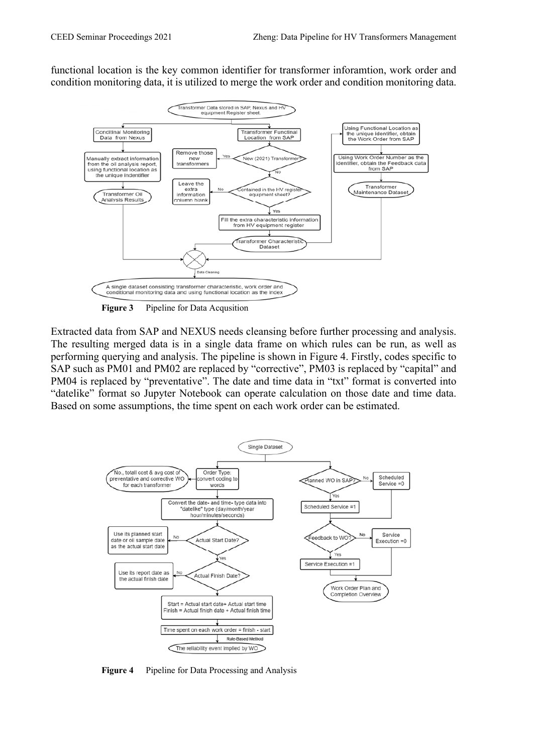functional location is the key common identifier for transformer inforamtion, work order and condition monitoring data, it is utilized to merge the work order and condition monitoring data.

**Figure 3** Pipeline for Data Acqusition

Extracted data from SAP and NEXUS needs cleansing before further processing and analysis. The resulting merged data is in a single data frame on which rules can be run, as well as performing querying and analysis. The pipeline is shown in Figure 4. Firstly, codes specific to SAP such as PM01 and PM02 are replaced by "corrective", PM03 is replaced by "capital" and PM04 is replaced by "preventative". The date and time data in "txt" format is converted into "datelike" format so Jupyter Notebook can operate calculation on those date and time data. Based on some assumptions, the time spent on each work order can be estimated.

**Figure 4** Pipeline for Data Processing and Analysis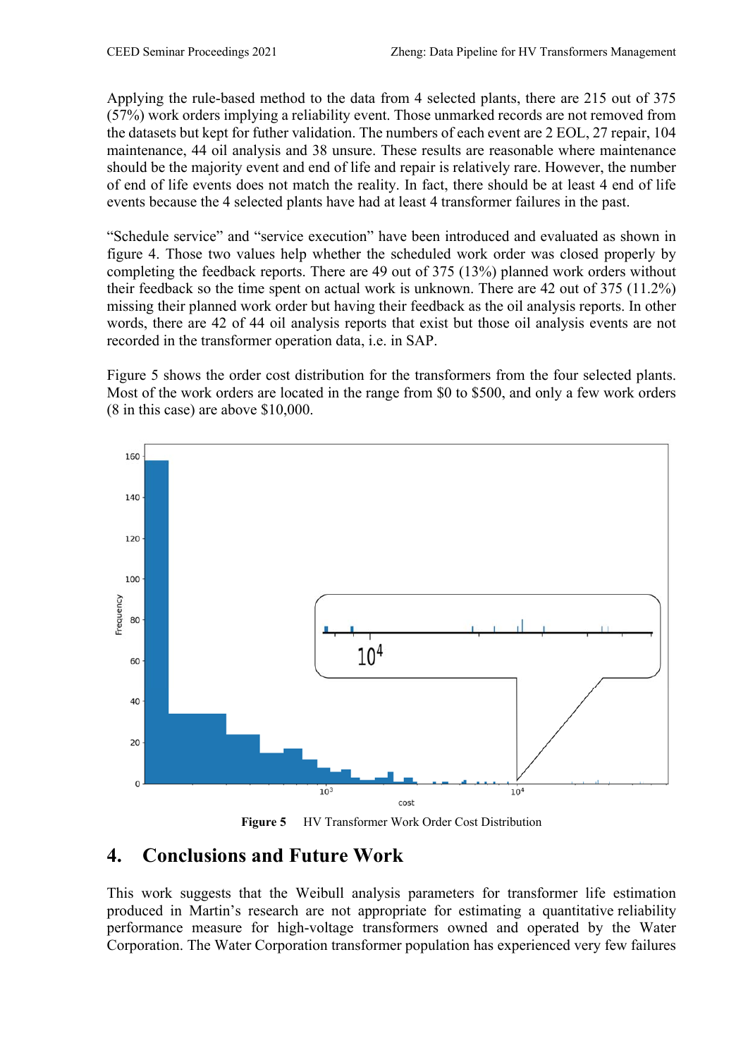Applying the rule-based method to the data from 4 selected plants, there are 215 out of 375 (57%) work orders implying a reliability event. Those unmarked records are not removed from the datasets but kept for futher validation. The numbers of each event are 2 EOL, 27 repair, 104 maintenance, 44 oil analysis and 38 unsure. These results are reasonable where maintenance should be the majority event and end of life and repair is relatively rare. However, the number of end of life events does not match the reality. In fact, there should be at least 4 end of life events because the 4 selected plants have had at least 4 transformer failures in the past.

"Schedule service" and "service execution" have been introduced and evaluated as shown in figure 4. Those two values help whether the scheduled work order was closed properly by completing the feedback reports. There are 49 out of 375 (13%) planned work orders without their feedback so the time spent on actual work is unknown. There are 42 out of 375 (11.2%) missing their planned work order but having their feedback as the oil analysis reports. In other words, there are 42 of 44 oil analysis reports that exist but those oil analysis events are not recorded in the transformer operation data, i.e. in SAP.

Figure 5 shows the order cost distribution for the transformers from the four selected plants. Most of the work orders are located in the range from \$0 to \$500, and only a few work orders (8 in this case) are above \$10,000.

**Figure 5** HV Transformer Work Order Cost Distribution

# 4. Conclusions and Future Work

This work suggests that the Weibull analysis parameters for transformer life estimation produced in Martin's research are not appropriate for estimating a quantitative reliability performance measure for high-voltage transformers owned and operated by the Water Corporation. The Water Corporation transformer population has experienced very few failures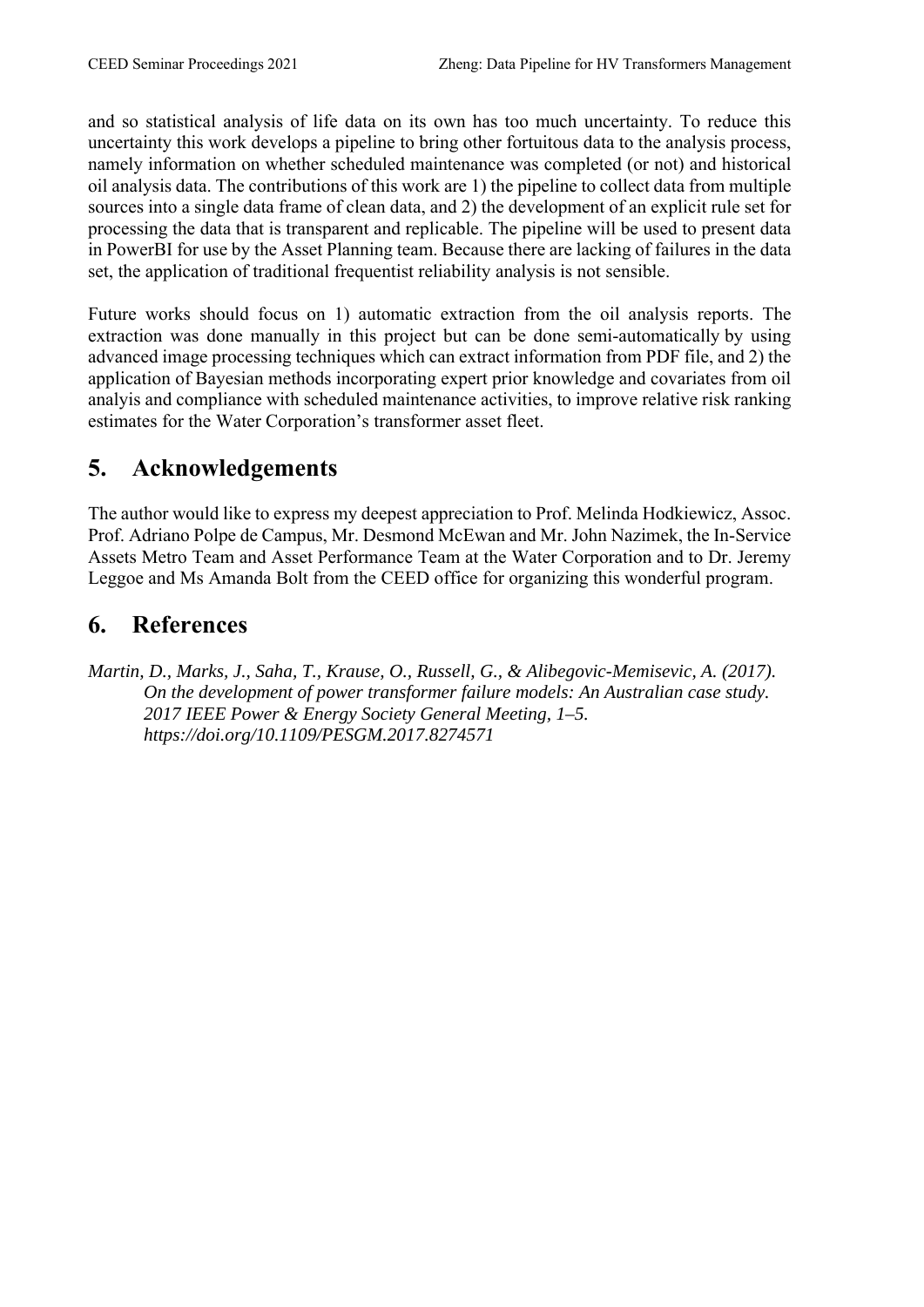and so statistical analysis of life data on its own has too much uncertainty. To reduce this uncertainty this work develops a pipeline to bring other fortuitous data to the analysis process, namely information on whether scheduled maintenance was completed (or not) and historical oil analysis data. The contributions of this work are 1) the pipeline to collect data from multiple sources into a single data frame of clean data, and 2) the development of an explicit rule set for processing the data that is transparent and replicable. The pipeline will be used to present data in PowerBI for use by the Asset Planning team. Because there are lacking of failures in the data set, the application of traditional frequentist reliability analysis is not sensible.

Future works should focus on 1) automatic extraction from the oil analysis reports. The extraction was done manually in this project but can be done semi-automatically by using advanced image processing techniques which can extract information from PDF file, and 2) the application of Bayesian methods incorporating expert prior knowledge and covariates from oil analyis and compliance with scheduled maintenance activities, to improve relative risk ranking estimates for the Water Corporation's transformer asset fleet.

# 5. Acknowledgements

The author would like to express my deepest appreciation to Prof. Melinda Hodkiewicz, Assoc. Prof. Adriano Polpe de Campus, Mr. Desmond McEwan and Mr. John Nazimek, the In-Service Assets Metro Team and Asset Performance Team at the Water Corporation and to Dr. Jeremy Leggoe and Ms Amanda Bolt from the CEED office for organizing this wonderful program.

# 6. References

*Martin, D., Marks, J., Saha, T., Krause, O., Russell, G., & Alibegovic-Memisevic, A. (2017). On the development of power transformer failure models: An Australian case study. 2017 IEEE Power & Energy Society General Meeting, 1–5. https://doi.org/10.1109/PESGM.2017.8274571*